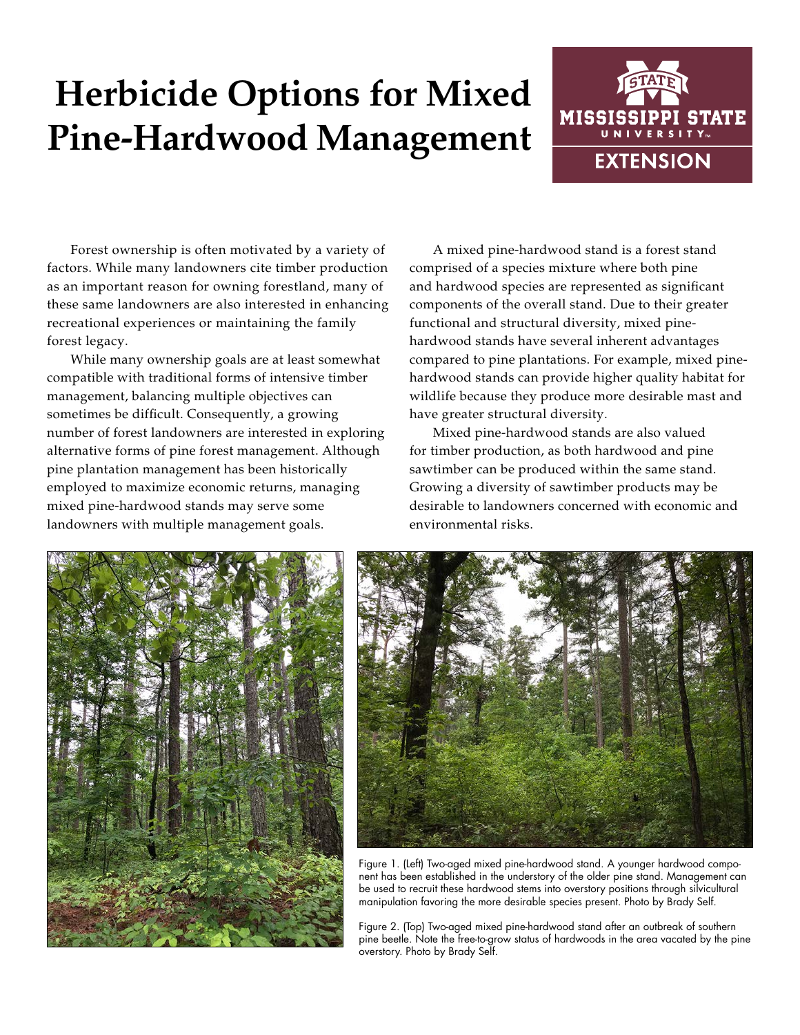# Herbicide Options for Mixed Pine-Hardwood Management

Forest ownership is often motivated by a variety of factors. While many landowners cite timber production as an important reason for owning forestland, many of these same landowners are also interested in enhancing recreational experiences or maintaining the family forest legacy.

While many ownership goals are at least somewhat compatible with traditional forms of intensive timber management, balancing multiple objectives can sometimes be difficult. Consequently, a growing number of forest landowners are interested in exploring alternative forms of pine forest management. Although pine plantation management has been historically employed to maximize economic returns, managing mixed pine-hardwood stands may serve some landowners with multiple management goals.

A mixed pine-hardwood stand is a forest stand comprised of a species mixture where both pine and hardwood species are represented as significant components of the overall stand. Due to their greater functional and structural diversity, mixed pine-hardwood stands have several inherent advantages compared to pine plantations. For example, mixed pine-hardwood stands can provide higher quality habitat for wildlife because they produce more desirable mast and have greater structural diversity.

Mixed pine-hardwood stands are also valued for timber production, as both hardwood and pine sawtimber can be produced within the same stand. Growing a diversity of sawtimber products may be desirable to landowners concerned with economic and environmental risks.

Figure 1. (Left) Two-aged mixed pine-hardwood stand. A younger hardwood component has been established in the understory of the older pine stand. Management can be used to recruit these hardwood stems into overstory positions through silvicultural manipulation favoring the more desirable species present. Photo by Brady Self.

Figure 2. (Top) Two-aged mixed pine-hardwood stand after an outbreak of southern pine beetle. Note the free-to-grow status of hardwoods in the area vacated by the pine overstory. Photo by Brady Self.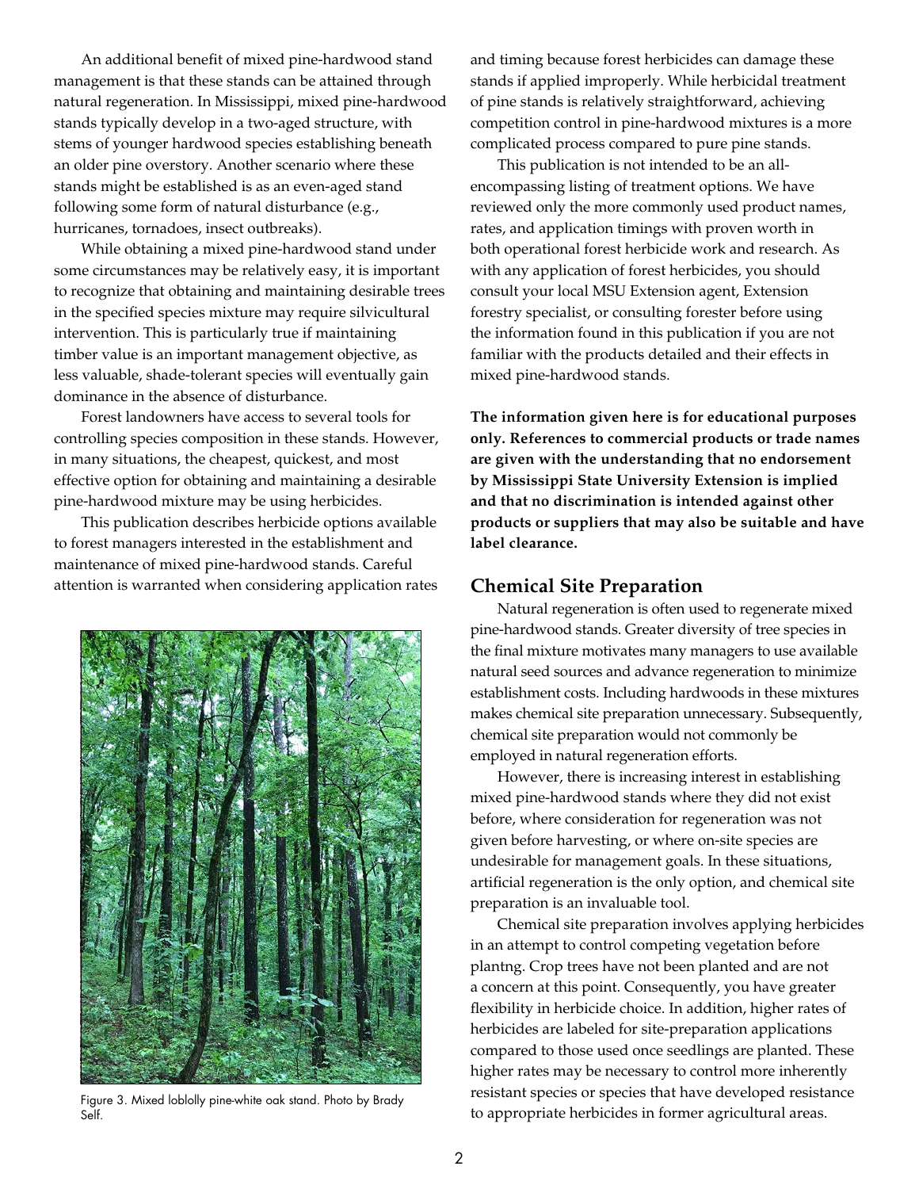An additional benefit of mixed pine-hardwood stand management is that these stands can be attained through natural regeneration. In Mississippi, mixed pine-hardwood stands typically develop in a two-aged structure, with stems of younger hardwood species establishing beneath an older pine overstory. Another scenario where these stands might be established is as an even-aged stand following some form of natural disturbance (e.g., hurricanes, tornadoes, insect outbreaks).

While obtaining a mixed pine-hardwood stand under some circumstances may be relatively easy, it is important to recognize that obtaining and maintaining desirable trees in the specified species mixture may require silvicultural intervention. This is particularly true if maintaining timber value is an important management objective, as less valuable, shade-tolerant species will eventually gain dominance in the absence of disturbance.

Forest landowners have access to several tools for controlling species composition in these stands. However, in many situations, the cheapest, quickest, and most effective option for obtaining and maintaining a desirable pine-hardwood mixture may be using herbicides.

This publication describes herbicide options available to forest managers interested in the establishment and maintenance of mixed pine-hardwood stands. Careful attention is warranted when considering application rates and timing because forest herbicides can damage these stands if applied improperly. While herbicidal treatment of pine stands is relatively straightforward, achieving competition control in pine-hardwood mixtures is a more complicated process compared to pure pine stands.

Figure 3. Mixed loblolly pine-white oak stand. Photo by Brady Self.

This publication is not intended to be an all-encompassing listing of treatment options. We have reviewed only the more commonly used product names, rates, and application timings with proven worth in both operational forest herbicide work and research. As with any application of forest herbicides, you should consult your local MSU Extension agent, Extension forestry specialist, or consulting forester before using the information found in this publication if you are not familiar with the products detailed and their effects in mixed pine-hardwood stands.

**The information given here is for educational purposes only. References to commercial products or trade names are given with the understanding that no endorsement by Mississippi State University Extension is implied and that no discrimination is intended against other products or suppliers that may also be suitable and have label clearance.**

## Chemical Site Preparation

Natural regeneration is often used to regenerate mixed pine-hardwood stands. Greater diversity of tree species in the final mixture motivates many managers to use available natural seed sources and advance regeneration to minimize establishment costs. Including hardwoods in these mixtures makes chemical site preparation unnecessary. Subsequently, chemical site preparation would not commonly be employed in natural regeneration efforts.

However, there is increasing interest in establishing mixed pine-hardwood stands where they did not exist before, where consideration for regeneration was not given before harvesting, or where on-site species are undesirable for management goals. In these situations, artificial regeneration is the only option, and chemical site preparation is an invaluable tool.

Chemical site preparation involves applying herbicides in an attempt to control competing vegetation before plantng. Crop trees have not been planted and are not a concern at this point. Consequently, you have greater flexibility in herbicide choice. In addition, higher rates of herbicides are labeled for site-preparation applications compared to those used once seedlings are planted. These higher rates may be necessary to control more inherently resistant species or species that have developed resistance to appropriate herbicides in former agricultural areas.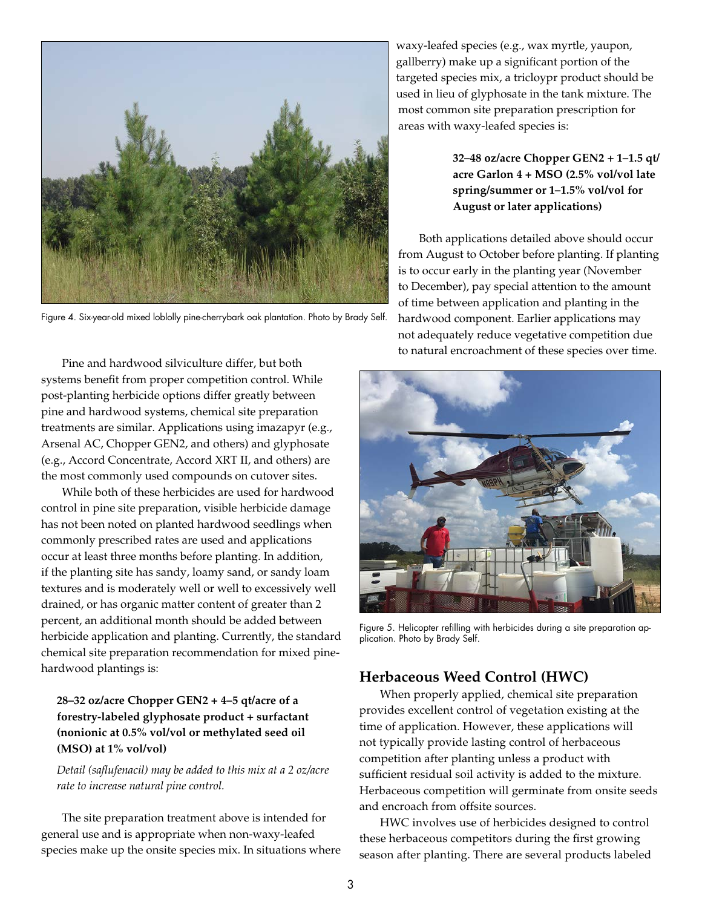Figure 4. Six-year-old mixed loblolly pine-cherrybark oak plantation. Photo by Brady Self.

Pine and hardwood silviculture differ, but both systems benefit from proper competition control. While post-planting herbicide options differ greatly between pine and hardwood systems, chemical site preparation treatments are similar. Applications using imazapyr (e.g., Arsenal AC, Chopper GEN2, and others) and glyphosate (e.g., Accord Concentrate, Accord XRT II, and others) are the most commonly used compounds on cutover sites.

While both of these herbicides are used for hardwood control in pine site preparation, visible herbicide damage has not been noted on planted hardwood seedlings when commonly prescribed rates are used and applications occur at least three months before planting. In addition, if the planting site has sandy, loamy sand, or sandy loam textures and is moderately well or well to excessively well drained, or has organic matter content of greater than 2 percent, an additional month should be added between herbicide application and planting. Currently, the standard chemical site preparation recommendation for mixed pine-hardwood plantings is:

**28–32 oz/acre Chopper GEN2 + 4–5 qt/acre of a forestry-labeled glyphosate product + surfactant (nonionic at 0.5% vol/vol or methylated seed oil (MSO) at 1% vol/vol)**

*Detail (saflufenacil) may be added to this mix at a 2 oz/acre rate to increase natural pine control.*

The site preparation treatment above is intended for general use and is appropriate when non-waxy-leafed species make up the onsite species mix. In situations where waxy-leafed species (e.g., wax myrtle, yaupon, gallberry) make up a significant portion of the targeted species mix, a tricloypr product should be used in lieu of glyphosate in the tank mixture. The most common site preparation prescription for areas with waxy-leafed species is:

**32–48 oz/acre Chopper GEN2 + 1–1.5 qt/acre Garlon 4 + MSO (2.5% vol/vol late spring/summer or 1–1.5% vol/vol for August or later applications)**

Both applications detailed above should occur from August to October before planting. If planting is to occur early in the planting year (November to December), pay special attention to the amount of time between application and planting in the hardwood component. Earlier applications may not adequately reduce vegetative competition due to natural encroachment of these species over time.

Figure 5. Helicopter refilling with herbicides during a site preparation application. Photo by Brady Self.

## Herbaceous Weed Control (HWC)

When properly applied, chemical site preparation provides excellent control of vegetation existing at the time of application. However, these applications will not typically provide lasting control of herbaceous competition after planting unless a product with sufficient residual soil activity is added to the mixture. Herbaceous competition will germinate from onsite seeds and encroach from offsite sources.

HWC involves use of herbicides designed to control these herbaceous competitors during the first growing season after planting. There are several products labeled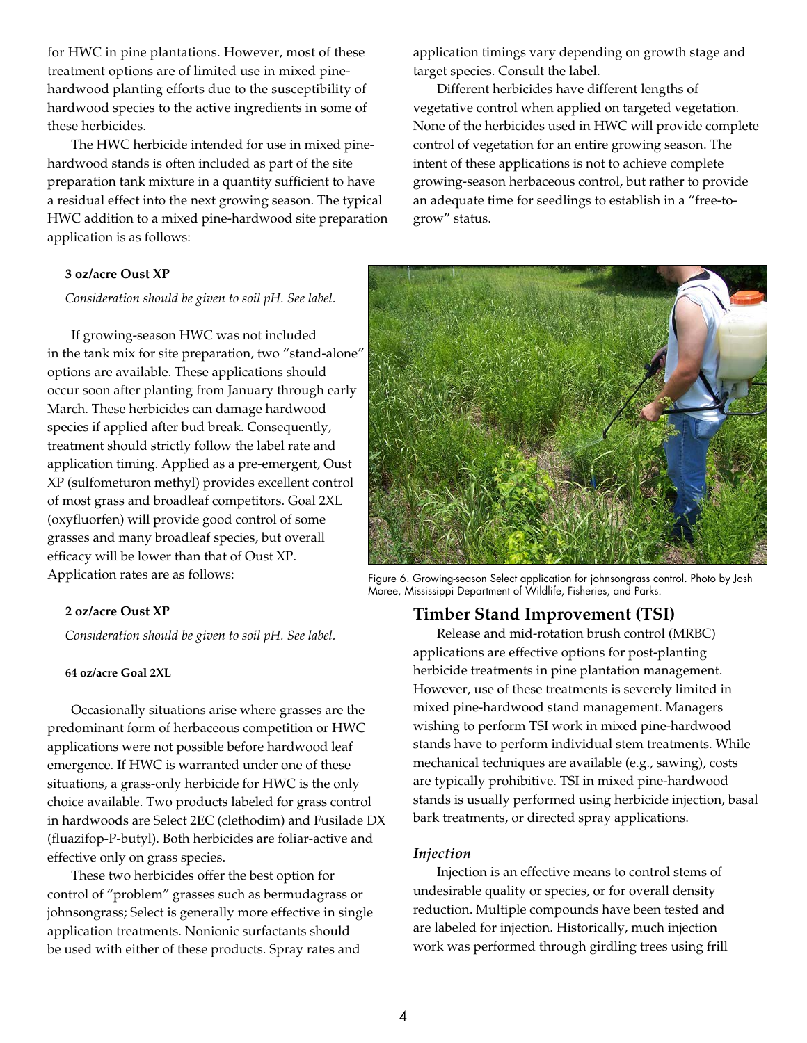for HWC in pine plantations. However, most of these treatment options are of limited use in mixed pine-hardwood planting efforts due to the susceptibility of hardwood species to the active ingredients in some of these herbicides.

The HWC herbicide intended for use in mixed pine-hardwood stands is often included as part of the site preparation tank mixture in a quantity sufficient to have a residual effect into the next growing season. The typical HWC addition to a mixed pine-hardwood site preparation application is as follows:

**3 oz/acre Oust XP**

*Consideration should be given to soil pH. See label.*

If growing-season HWC was not included in the tank mix for site preparation, two "stand-alone" options are available. These applications should occur soon after planting from January through early March. These herbicides can damage hardwood species if applied after bud break. Consequently, treatment should strictly follow the label rate and application timing. Applied as a pre-emergent, Oust XP (sulfometuron methyl) provides excellent control of most grass and broadleaf competitors. Goal 2XL (oxyfluorfen) will provide good control of some grasses and many broadleaf species, but overall efficacy will be lower than that of Oust XP. Application rates are as follows:

**2 oz/acre Oust XP**

*Consideration should be given to soil pH. See label.*

**64 oz/acre Goal 2XL**

Occasionally situations arise where grasses are the predominant form of herbaceous competition or HWC applications were not possible before hardwood leaf emergence. If HWC is warranted under one of these situations, a grass-only herbicide for HWC is the only choice available. Two products labeled for grass control in hardwoods are Select 2EC (clethodim) and Fusilade DX (fluazifop-P-butyl). Both herbicides are foliar-active and effective only on grass species.

These two herbicides offer the best option for control of "problem" grasses such as bermudagrass or johnsongrass; Select is generally more effective in single application treatments. Nonionic surfactants should be used with either of these products. Spray rates and application timings vary depending on growth stage and target species. Consult the label.

Different herbicides have different lengths of vegetative control when applied on targeted vegetation. None of the herbicides used in HWC will provide complete control of vegetation for an entire growing season. The intent of these applications is not to achieve complete growing-season herbaceous control, but rather to provide an adequate time for seedlings to establish in a "free-to-grow" status.

Figure 6. Growing-season Select application for johnsongrass control. Photo by Josh Moree, Mississippi Department of Wildlife, Fisheries, and Parks.

## Timber Stand Improvement (TSI)

Release and mid-rotation brush control (MRBC) applications are effective options for post-planting herbicide treatments in pine plantation management. However, use of these treatments is severely limited in mixed pine-hardwood stand management. Managers wishing to perform TSI work in mixed pine-hardwood stands have to perform individual stem treatments. While mechanical techniques are available (e.g., sawing), costs are typically prohibitive. TSI in mixed pine-hardwood stands is usually performed using herbicide injection, basal bark treatments, or directed spray applications.

### *Injection*

Injection is an effective means to control stems of undesirable quality or species, or for overall density reduction. Multiple compounds have been tested and are labeled for injection. Historically, much injection work was performed through girdling trees using frill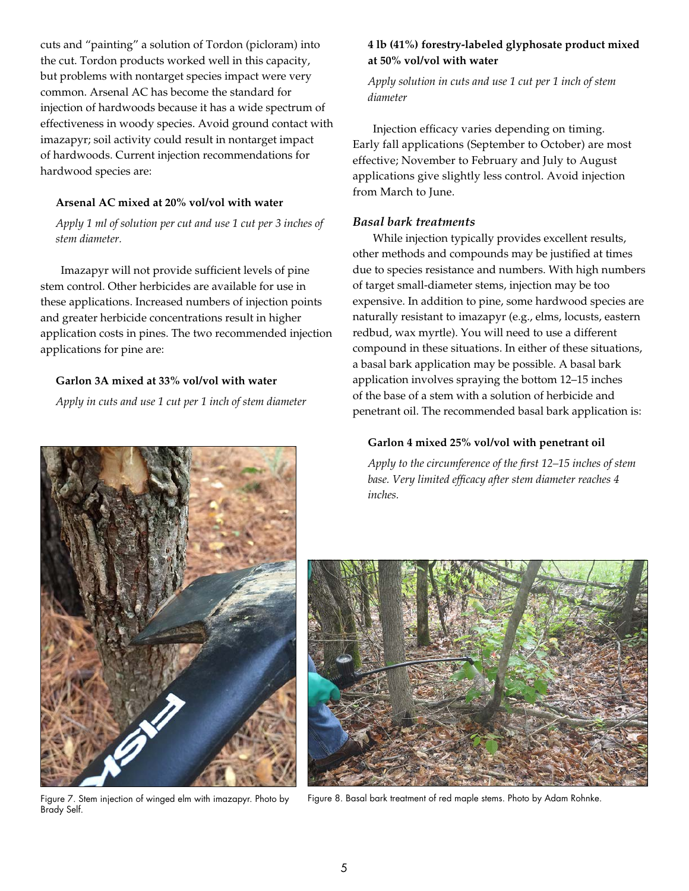cuts and "painting" a solution of Tordon (picloram) into the cut. Tordon products worked well in this capacity, but problems with nontarget species impact were very common. Arsenal AC has become the standard for injection of hardwoods because it has a wide spectrum of effectiveness in woody species. Avoid ground contact with imazapyr; soil activity could result in nontarget impact of hardwoods. Current injection recommendations for hardwood species are:

**Arsenal AC mixed at 20% vol/vol with water**

*Apply 1 ml of solution per cut and use 1 cut per 3 inches of stem diameter.*

Imazapyr will not provide sufficient levels of pine stem control. Other herbicides are available for use in these applications. Increased numbers of injection points and greater herbicide concentrations result in higher application costs in pines. The two recommended injection applications for pine are:

**Garlon 3A mixed at 33% vol/vol with water**

*Apply in cuts and use 1 cut per 1 inch of stem diameter*

**4 lb (41%) forestry-labeled glyphosate product mixed at 50% vol/vol with water**

*Apply solution in cuts and use 1 cut per 1 inch of stem diameter*

Injection efficacy varies depending on timing. Early fall applications (September to October) are most effective; November to February and July to August applications give slightly less control. Avoid injection from March to June.

### *Basal bark treatments*

While injection typically provides excellent results, other methods and compounds may be justified at times due to species resistance and numbers. With high numbers of target small-diameter stems, injection may be too expensive. In addition to pine, some hardwood species are naturally resistant to imazapyr (e.g., elms, locusts, eastern redbud, wax myrtle). You will need to use a different compound in these situations. In either of these situations, a basal bark application may be possible. A basal bark application involves spraying the bottom 12–15 inches of the base of a stem with a solution of herbicide and penetrant oil. The recommended basal bark application is:

**Garlon 4 mixed 25% vol/vol with penetrant oil**

*Apply to the circumference of the first 12–15 inches of stem base. Very limited efficacy after stem diameter reaches 4 inches.*

Figure 7. Stem injection of winged elm with imazapyr. Photo by Brady Self.

Figure 8. Basal bark treatment of red maple stems. Photo by Adam Rohnke.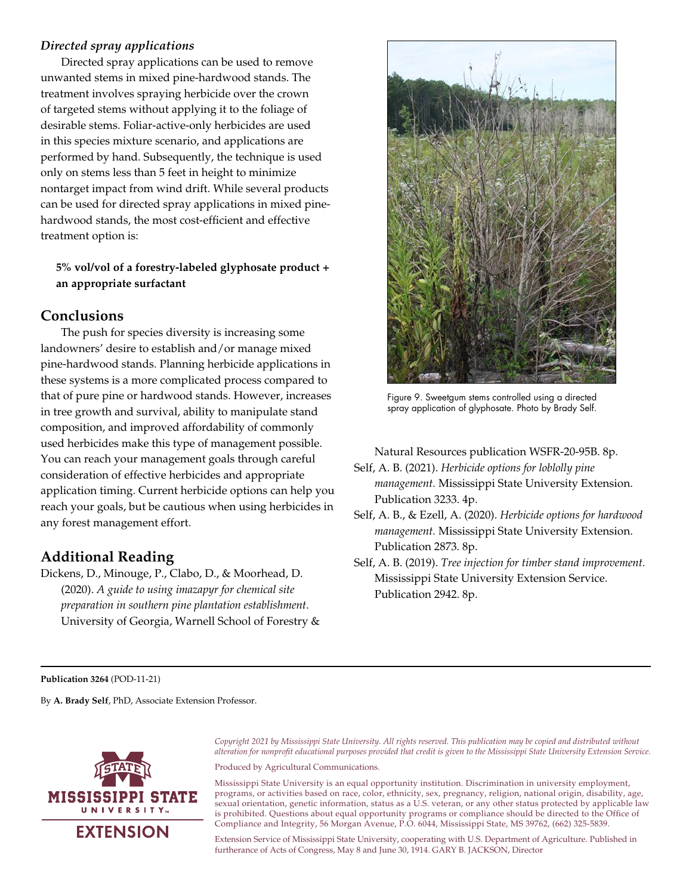### *Directed spray applications*

Directed spray applications can be used to remove unwanted stems in mixed pine-hardwood stands. The treatment involves spraying herbicide over the crown of targeted stems without applying it to the foliage of desirable stems. Foliar-active-only herbicides are used in this species mixture scenario, and applications are performed by hand. Subsequently, the technique is used only on stems less than 5 feet in height to minimize nontarget impact from wind drift. While several products can be used for directed spray applications in mixed pine-hardwood stands, the most cost-efficient and effective treatment option is:

**5% vol/vol of a forestry-labeled glyphosate product + an appropriate surfactant**

## Conclusions

The push for species diversity is increasing some landowners' desire to establish and/or manage mixed pine-hardwood stands. Planning herbicide applications in these systems is a more complicated process compared to that of pure pine or hardwood stands. However, increases in tree growth and survival, ability to manipulate stand composition, and improved affordability of commonly used herbicides make this type of management possible. You can reach your management goals through careful consideration of effective herbicides and appropriate application timing. Current herbicide options can help you reach your goals, but be cautious when using herbicides in any forest management effort.

Figure 9. Sweetgum stems controlled using a directed spray application of glyphosate. Photo by Brady Self.

## Additional Reading

Dickens, D., Minouge, P., Clabo, D., & Moorhead, D. (2020). *A guide to using imazapyr for chemical site preparation in southern pine plantation establishment.* University of Georgia, Warnell School of Forestry & Natural Resources publication WSFR-20-95B. 8p.

Self, A. B. (2021). *Herbicide options for loblolly pine management.* Mississippi State University Extension. Publication 3233. 4p.

Self, A. B., & Ezell, A. (2020). *Herbicide options for hardwood management.* Mississippi State University Extension. Publication 2873. 8p.

Self, A. B. (2019). *Tree injection for timber stand improvement.* Mississippi State University Extension Service. Publication 2942. 8p.

---

**Publication 3264** (POD-11-21)

By **A. Brady Self**, PhD, Associate Extension Professor.

MISSISSIPPI STATE UNIVERSITY EXTENSION

*Copyright 2021 by Mississippi State University. All rights reserved. This publication may be copied and distributed without alteration for nonprofit educational purposes provided that credit is given to the Mississippi State University Extension Service.*

Produced by Agricultural Communications.

Mississippi State University is an equal opportunity institution. Discrimination in university employment, programs, or activities based on race, color, ethnicity, sex, pregnancy, religion, national origin, disability, age, sexual orientation, genetic information, status as a U.S. veteran, or any other status protected by applicable law is prohibited. Questions about equal opportunity programs or compliance should be directed to the Office of Compliance and Integrity, 56 Morgan Avenue, P.O. 6044, Mississippi State, MS 39762, (662) 325-5839.

Extension Service of Mississippi State University, cooperating with U.S. Department of Agriculture. Published in furtherance of Acts of Congress, May 8 and June 30, 1914. GARY B. JACKSON, Director